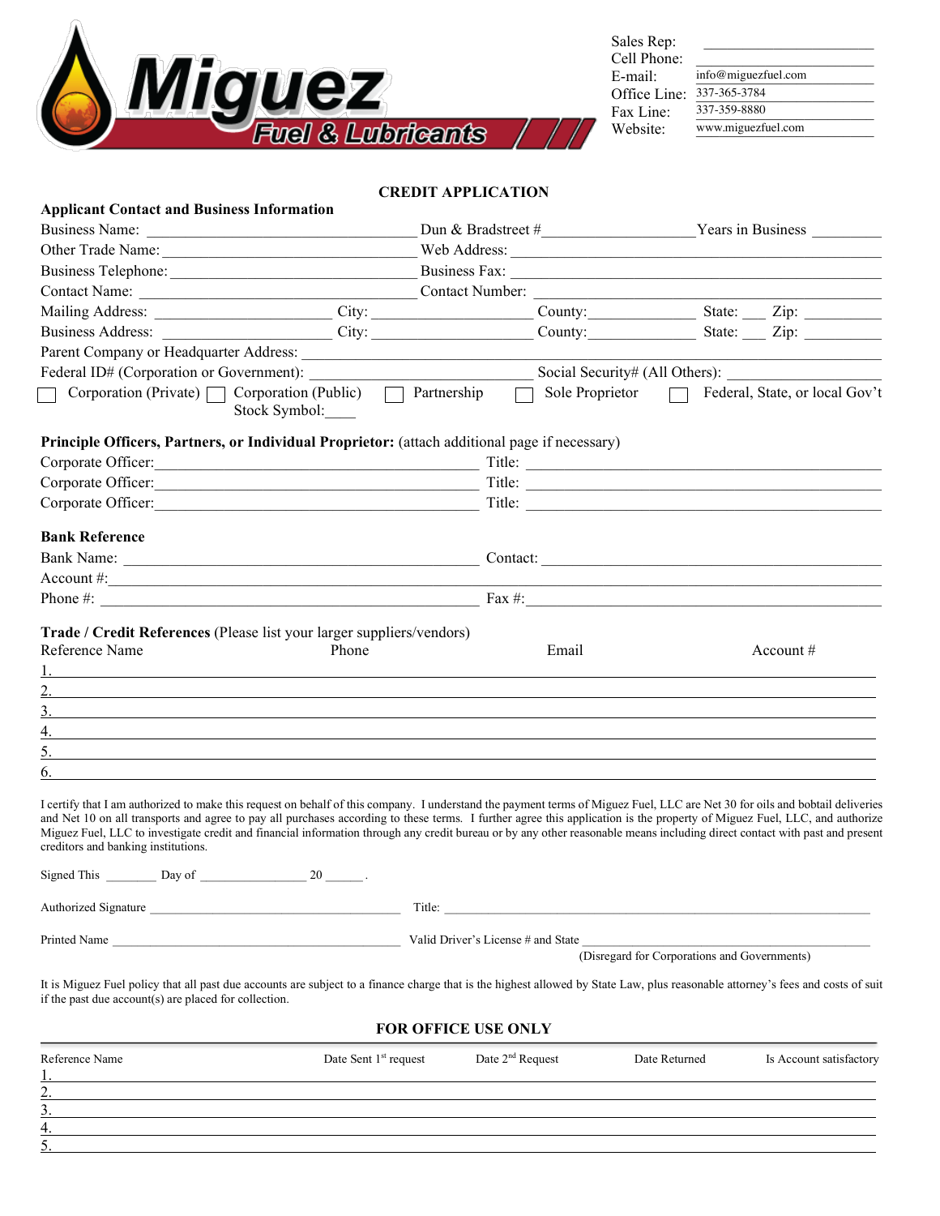**Miguez Fuel & Lubricants**

Sales Rep: ______________________
Cell Phone: ______________________
E-mail: info@miguezfuel.com
Office Line: 337-365-3784
Fax Line: 337-359-8880
Website: www.miguezfuel.com

## CREDIT APPLICATION

**Applicant Contact and Business Information**

Business Name: ______________________ Dun & Bradstreet #______________ Years in Business ________

Other Trade Name: ______________________ Web Address: ______________________

Business Telephone: ______________________ Business Fax: ______________________

Contact Name: ______________________ Contact Number: ______________________

Mailing Address: ______________ City: ______________ County: __________ State: ___ Zip: ________

Business Address: ______________ City: ______________ County: __________ State: ___ Zip: ________

Parent Company or Headquarter Address: ______________________

Federal ID# (Corporation or Government): ______________ Social Security# (All Others): ______________

☐ Corporation (Private) ☐ Corporation (Public) Stock Symbol:____ ☐ Partnership ☐ Sole Proprietor ☐ Federal, State, or local Gov't

**Principle Officers, Partners, or Individual Proprietor:** (attach additional page if necessary)

Corporate Officer: ______________________ Title: ______________________

Corporate Officer: ______________________ Title: ______________________

Corporate Officer: ______________________ Title: ______________________

**Bank Reference**

Bank Name: ______________________ Contact: ______________________

Account #: ______________________

Phone #: ______________________ Fax #: ______________________

**Trade / Credit References** (Please list your larger suppliers/vendors)

| Reference Name | Phone | Email | Account # |
|---|---|---|---|
| 1. | | | |
| 2. | | | |
| 3. | | | |
| 4. | | | |
| 5. | | | |
| 6. | | | |

I certify that I am authorized to make this request on behalf of this company. I understand the payment terms of Miguez Fuel, LLC are Net 30 for oils and bobtail deliveries and Net 10 on all transports and agree to pay all purchases according to these terms. I further agree this application is the property of Miguez Fuel, LLC, and authorize Miguez Fuel, LLC to investigate credit and financial information through any credit bureau or by any other reasonable means including direct contact with past and present creditors and banking institutions.

Signed This ________ Day of ________________ 20 ______.

Authorized Signature ______________________ Title: ______________________

Printed Name ______________________ Valid Driver's License # and State ______________________
(Disregard for Corporations and Governments)

It is Miguez Fuel policy that all past due accounts are subject to a finance charge that is the highest allowed by State Law, plus reasonable attorney's fees and costs of suit if the past due account(s) are placed for collection.

## FOR OFFICE USE ONLY

| Reference Name | Date Sent 1st request | Date 2nd Request | Date Returned | Is Account satisfactory |
|---|---|---|---|---|
| 1. | | | | |
| 2. | | | | |
| 3. | | | | |
| 4. | | | | |
| 5. | | | | |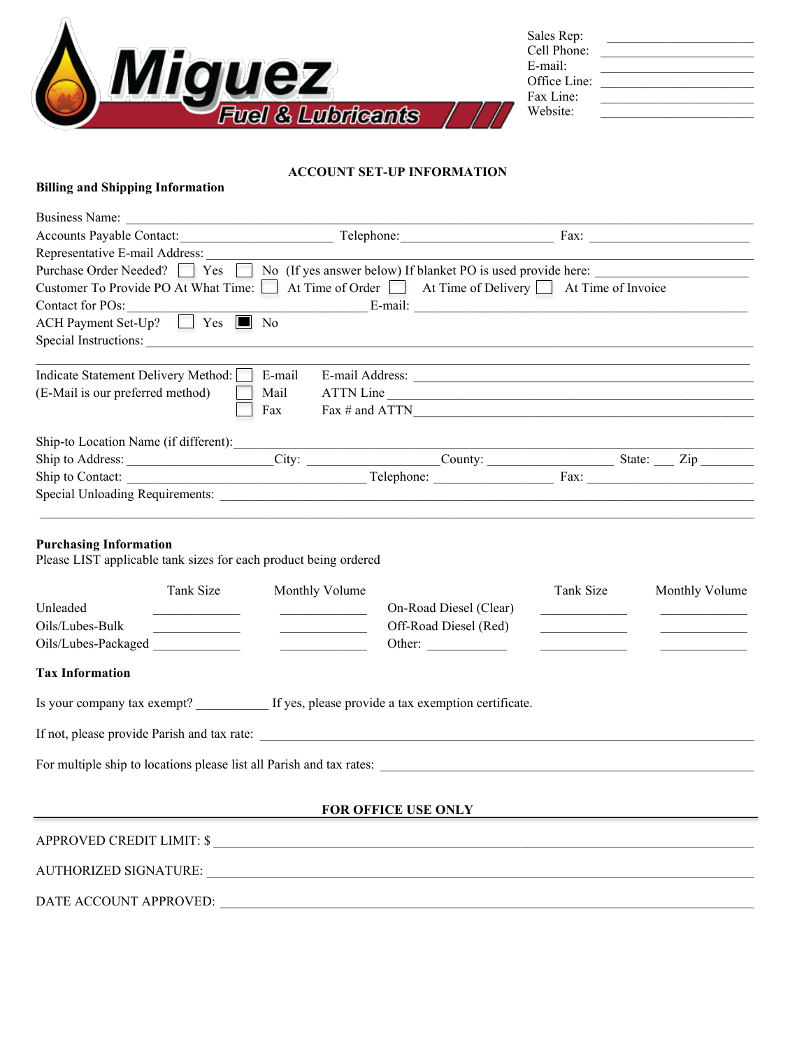**Miguez Fuel & Lubricants**

Sales Rep: ____________________
Cell Phone: ____________________
E-mail: ____________________
Office Line: ____________________
Fax Line: ____________________
Website: ____________________

## ACCOUNT SET-UP INFORMATION

**Billing and Shipping Information**

Business Name: ____________________________________________

Accounts Payable Contact: ____________________ Telephone: ____________________ Fax: ____________________

Representative E-mail Address: ____________________________________________

Purchase Order Needed? ☐ Yes ☐ No (If yes answer below) If blanket PO is used provide here: ____________________

Customer To Provide PO At What Time: ☐ At Time of Order ☐ At Time of Delivery ☐ At Time of Invoice

Contact for POs: ____________________ E-mail: ____________________

ACH Payment Set-Up? ☐ Yes ☒ No

Special Instructions: ____________________________________________

________________________________________________________________

Indicate Statement Delivery Method: ☐ E-mail E-mail Address: ____________________
(E-Mail is our preferred method) ☐ Mail ATTN Line ____________________
☐ Fax Fax # and ATTN ____________________

Ship-to Location Name (if different): ____________________________________________

Ship to Address: ____________________ City: ____________________ County: ____________________ State: ___ Zip ________

Ship to Contact: ____________________ Telephone: ____________________ Fax: ____________________

Special Unloading Requirements: ____________________________________________

________________________________________________________________

**Purchasing Information**

Please LIST applicable tank sizes for each product being ordered

| | Tank Size | Monthly Volume | | Tank Size | Monthly Volume |
|---|---|---|---|---|---|
| Unleaded | ________ | ________ | On-Road Diesel (Clear) | ________ | ________ |
| Oils/Lubes-Bulk | ________ | ________ | Off-Road Diesel (Red) | ________ | ________ |
| Oils/Lubes-Packaged | ________ | ________ | Other: ________ | ________ | ________ |

**Tax Information**

Is your company tax exempt? __________ If yes, please provide a tax exemption certificate.

If not, please provide Parish and tax rate: ____________________________________________

For multiple ship to locations please list all Parish and tax rates: ____________________________________________

**FOR OFFICE USE ONLY**

APPROVED CREDIT LIMIT: $ ____________________________________________

AUTHORIZED SIGNATURE: ____________________________________________

DATE ACCOUNT APPROVED: ____________________________________________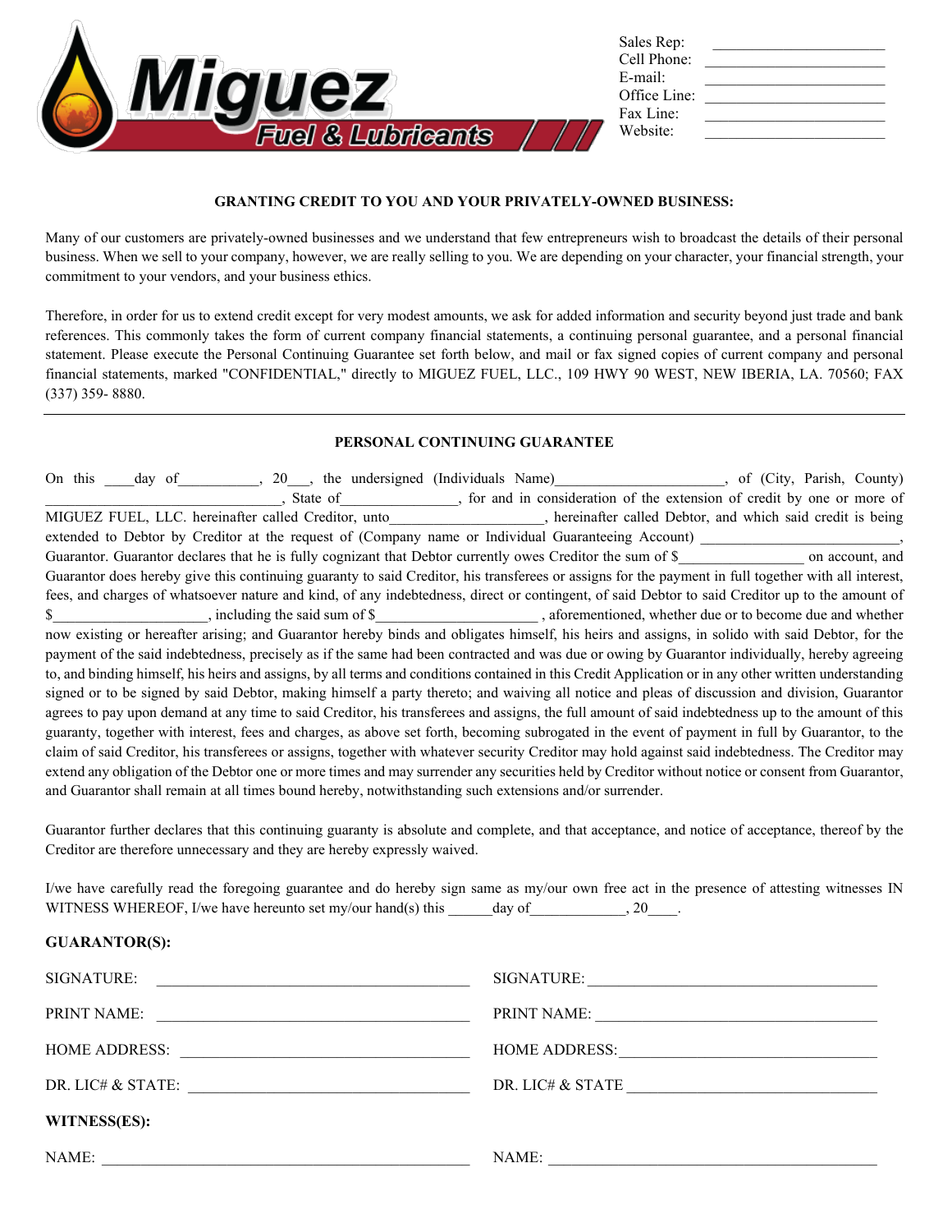Miguez Fuel & Lubricants

Sales Rep: ______________________
Cell Phone: ______________________
E-mail: ______________________
Office Line: ______________________
Fax Line: ______________________
Website: ______________________

**GRANTING CREDIT TO YOU AND YOUR PRIVATELY-OWNED BUSINESS:**

Many of our customers are privately-owned businesses and we understand that few entrepreneurs wish to broadcast the details of their personal business. When we sell to your company, however, we are really selling to you. We are depending on your character, your financial strength, your commitment to your vendors, and your business ethics.

Therefore, in order for us to extend credit except for very modest amounts, we ask for added information and security beyond just trade and bank references. This commonly takes the form of current company financial statements, a continuing personal guarantee, and a personal financial statement. Please execute the Personal Continuing Guarantee set forth below, and mail or fax signed copies of current company and personal financial statements, marked "CONFIDENTIAL," directly to MIGUEZ FUEL, LLC., 109 HWY 90 WEST, NEW IBERIA, LA. 70560; FAX (337) 359- 8880.

---

**PERSONAL CONTINUING GUARANTEE**

On this ____day of___________, 20___, the undersigned (Individuals Name)_____________________, of (City, Parish, County) _______________________________, State of_______________, for and in consideration of the extension of credit by one or more of MIGUEZ FUEL, LLC. hereinafter called Creditor, unto____________________, hereinafter called Debtor, and which said credit is being extended to Debtor by Creditor at the request of (Company name or Individual Guaranteeing Account) ___________________________, Guarantor. Guarantor declares that he is fully cognizant that Debtor currently owes Creditor the sum of $_________________ on account, and Guarantor does hereby give this continuing guaranty to said Creditor, his transferees or assigns for the payment in full together with all interest, fees, and charges of whatsoever nature and kind, of any indebtedness, direct or contingent, of said Debtor to said Creditor up to the amount of $_____________________, including the said sum of $_____________________ , aforementioned, whether due or to become due and whether now existing or hereafter arising; and Guarantor hereby binds and obligates himself, his heirs and assigns, in solido with said Debtor, for the payment of the said indebtedness, precisely as if the same had been contracted and was due or owing by Guarantor individually, hereby agreeing to, and binding himself, his heirs and assigns, by all terms and conditions contained in this Credit Application or in any other written understanding signed or to be signed by said Debtor, making himself a party thereto; and waiving all notice and pleas of discussion and division, Guarantor agrees to pay upon demand at any time to said Creditor, his transferees and assigns, the full amount of said indebtedness up to the amount of this guaranty, together with interest, fees and charges, as above set forth, becoming subrogated in the event of payment in full by Guarantor, to the claim of said Creditor, his transferees or assigns, together with whatever security Creditor may hold against said indebtedness. The Creditor may extend any obligation of the Debtor one or more times and may surrender any securities held by Creditor without notice or consent from Guarantor, and Guarantor shall remain at all times bound hereby, notwithstanding such extensions and/or surrender.

Guarantor further declares that this continuing guaranty is absolute and complete, and that acceptance, and notice of acceptance, thereof by the Creditor are therefore unnecessary and they are hereby expressly waived.

I/we have carefully read the foregoing guarantee and do hereby sign same as my/our own free act in the presence of attesting witnesses IN WITNESS WHEREOF, I/we have hereunto set my/our hand(s) this ______day of____________, 20____.

**GUARANTOR(S):**

SIGNATURE: ________________________________________

PRINT NAME: ________________________________________

HOME ADDRESS: ________________________________________

DR. LIC# & STATE: ________________________________________

SIGNATURE: ________________________________________

PRINT NAME: ________________________________________

HOME ADDRESS: ________________________________________

DR. LIC# & STATE ________________________________________

**WITNESS(ES):**

NAME: ________________________________________

NAME: ________________________________________